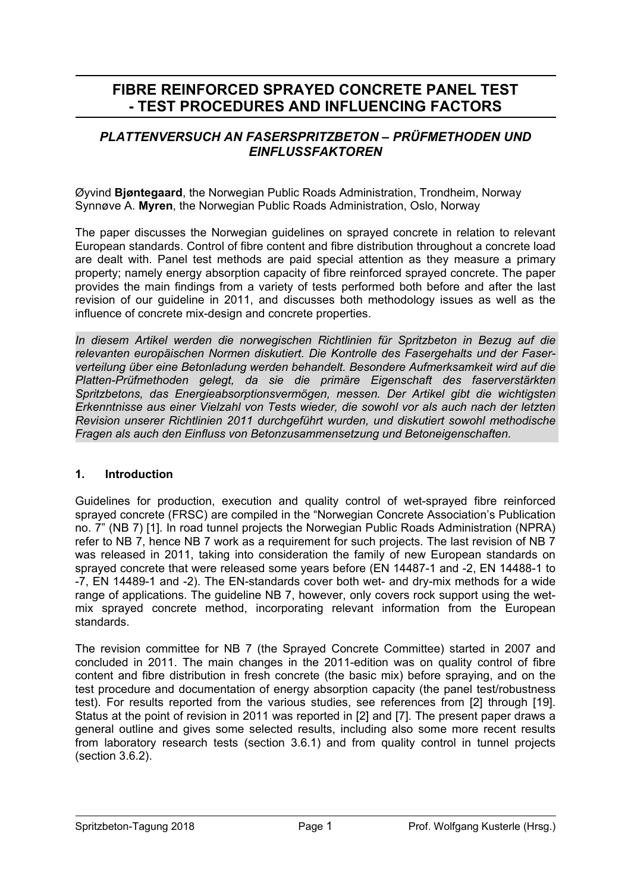# FIBRE REINFORCED SPRAYED CONCRETE PANEL TEST - TEST PROCEDURES AND INFLUENCING FACTORS

## *PLATTENVERSUCH AN FASERSPRITZBETON – PRÜFMETHODEN UND EINFLUSSFAKTOREN*

Øyvind **Bjøntegaard**, the Norwegian Public Roads Administration, Trondheim, Norway
Synnøve A. **Myren**, the Norwegian Public Roads Administration, Oslo, Norway

The paper discusses the Norwegian guidelines on sprayed concrete in relation to relevant European standards. Control of fibre content and fibre distribution throughout a concrete load are dealt with. Panel test methods are paid special attention as they measure a primary property; namely energy absorption capacity of fibre reinforced sprayed concrete. The paper provides the main findings from a variety of tests performed both before and after the last revision of our guideline in 2011, and discusses both methodology issues as well as the influence of concrete mix-design and concrete properties.

*In diesem Artikel werden die norwegischen Richtlinien für Spritzbeton in Bezug auf die relevanten europäischen Normen diskutiert. Die Kontrolle des Fasergehalts und der Faserverteilung über eine Betonladung werden behandelt. Besondere Aufmerksamkeit wird auf die Platten-Prüfmethoden gelegt, da sie die primäre Eigenschaft des faserverstärkten Spritzbetons, das Energieabsorptionsvermögen, messen. Der Artikel gibt die wichtigsten Erkenntnisse aus einer Vielzahl von Tests wieder, die sowohl vor als auch nach der letzten Revision unserer Richtlinien 2011 durchgeführt wurden, und diskutiert sowohl methodische Fragen als auch den Einfluss von Betonzusammensetzung und Betoneigenschaften.*

## 1. Introduction

Guidelines for production, execution and quality control of wet-sprayed fibre reinforced sprayed concrete (FRSC) are compiled in the "Norwegian Concrete Association's Publication no. 7" (NB 7) [1]. In road tunnel projects the Norwegian Public Roads Administration (NPRA) refer to NB 7, hence NB 7 work as a requirement for such projects. The last revision of NB 7 was released in 2011, taking into consideration the family of new European standards on sprayed concrete that were released some years before (EN 14487-1 and -2, EN 14488-1 to -7, EN 14489-1 and -2). The EN-standards cover both wet- and dry-mix methods for a wide range of applications. The guideline NB 7, however, only covers rock support using the wet-mix sprayed concrete method, incorporating relevant information from the European standards.

The revision committee for NB 7 (the Sprayed Concrete Committee) started in 2007 and concluded in 2011. The main changes in the 2011-edition was on quality control of fibre content and fibre distribution in fresh concrete (the basic mix) before spraying, and on the test procedure and documentation of energy absorption capacity (the panel test/robustness test). For results reported from the various studies, see references from [2] through [19]. Status at the point of revision in 2011 was reported in [2] and [7]. The present paper draws a general outline and gives some selected results, including also some more recent results from laboratory research tests (section 3.6.1) and from quality control in tunnel projects (section 3.6.2).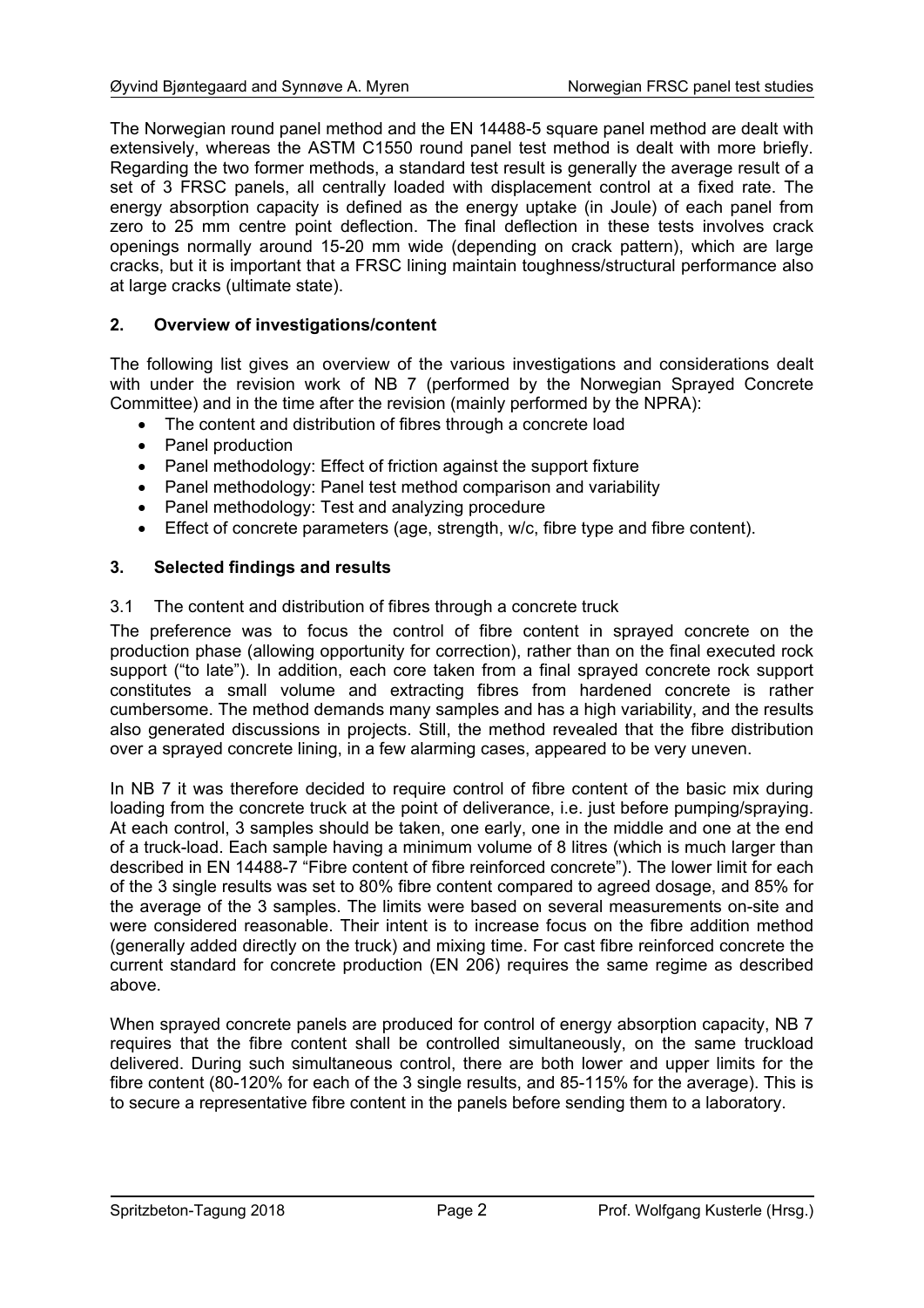The Norwegian round panel method and the EN 14488-5 square panel method are dealt with extensively, whereas the ASTM C1550 round panel test method is dealt with more briefly. Regarding the two former methods, a standard test result is generally the average result of a set of 3 FRSC panels, all centrally loaded with displacement control at a fixed rate. The energy absorption capacity is defined as the energy uptake (in Joule) of each panel from zero to 25 mm centre point deflection. The final deflection in these tests involves crack openings normally around 15-20 mm wide (depending on crack pattern), which are large cracks, but it is important that a FRSC lining maintain toughness/structural performance also at large cracks (ultimate state).

## 2. Overview of investigations/content

The following list gives an overview of the various investigations and considerations dealt with under the revision work of NB 7 (performed by the Norwegian Sprayed Concrete Committee) and in the time after the revision (mainly performed by the NPRA):

- The content and distribution of fibres through a concrete load
- Panel production
- Panel methodology: Effect of friction against the support fixture
- Panel methodology: Panel test method comparison and variability
- Panel methodology: Test and analyzing procedure
- Effect of concrete parameters (age, strength, w/c, fibre type and fibre content).

## 3. Selected findings and results

### 3.1 The content and distribution of fibres through a concrete truck

The preference was to focus the control of fibre content in sprayed concrete on the production phase (allowing opportunity for correction), rather than on the final executed rock support ("to late"). In addition, each core taken from a final sprayed concrete rock support constitutes a small volume and extracting fibres from hardened concrete is rather cumbersome. The method demands many samples and has a high variability, and the results also generated discussions in projects. Still, the method revealed that the fibre distribution over a sprayed concrete lining, in a few alarming cases, appeared to be very uneven.

In NB 7 it was therefore decided to require control of fibre content of the basic mix during loading from the concrete truck at the point of deliverance, i.e. just before pumping/spraying. At each control, 3 samples should be taken, one early, one in the middle and one at the end of a truck-load. Each sample having a minimum volume of 8 litres (which is much larger than described in EN 14488-7 "Fibre content of fibre reinforced concrete"). The lower limit for each of the 3 single results was set to 80% fibre content compared to agreed dosage, and 85% for the average of the 3 samples. The limits were based on several measurements on-site and were considered reasonable. Their intent is to increase focus on the fibre addition method (generally added directly on the truck) and mixing time. For cast fibre reinforced concrete the current standard for concrete production (EN 206) requires the same regime as described above.

When sprayed concrete panels are produced for control of energy absorption capacity, NB 7 requires that the fibre content shall be controlled simultaneously, on the same truckload delivered. During such simultaneous control, there are both lower and upper limits for the fibre content (80-120% for each of the 3 single results, and 85-115% for the average). This is to secure a representative fibre content in the panels before sending them to a laboratory.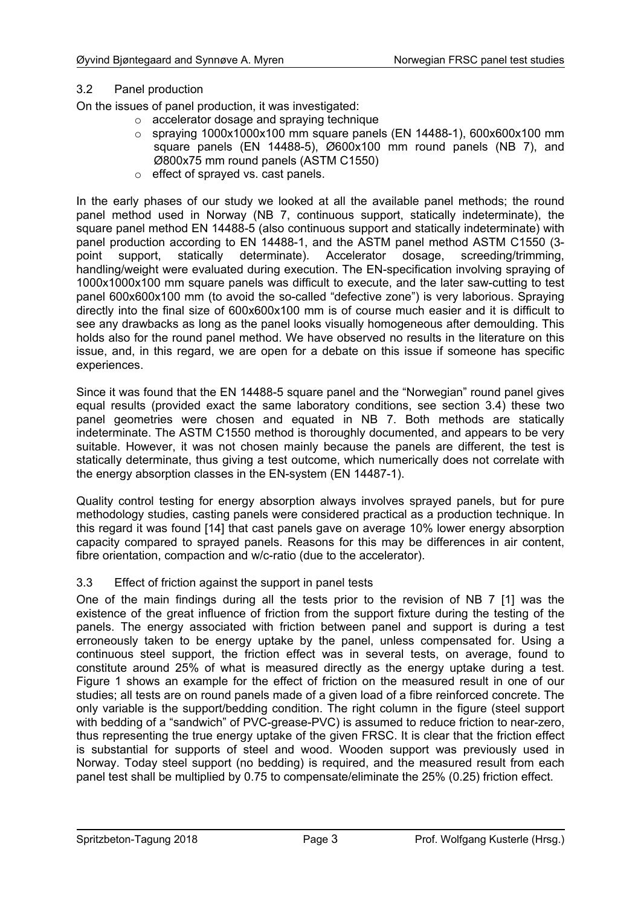### 3.2 Panel production

On the issues of panel production, it was investigated:

- accelerator dosage and spraying technique
- spraying 1000x1000x100 mm square panels (EN 14488-1), 600x600x100 mm square panels (EN 14488-5), Ø600x100 mm round panels (NB 7), and Ø800x75 mm round panels (ASTM C1550)
- effect of sprayed vs. cast panels.

In the early phases of our study we looked at all the available panel methods; the round panel method used in Norway (NB 7, continuous support, statically indeterminate), the square panel method EN 14488-5 (also continuous support and statically indeterminate) with panel production according to EN 14488-1, and the ASTM panel method ASTM C1550 (3-point support, statically determinate). Accelerator dosage, screeding/trimming, handling/weight were evaluated during execution. The EN-specification involving spraying of 1000x1000x100 mm square panels was difficult to execute, and the later saw-cutting to test panel 600x600x100 mm (to avoid the so-called "defective zone") is very laborious. Spraying directly into the final size of 600x600x100 mm is of course much easier and it is difficult to see any drawbacks as long as the panel looks visually homogeneous after demoulding. This holds also for the round panel method. We have observed no results in the literature on this issue, and, in this regard, we are open for a debate on this issue if someone has specific experiences.

Since it was found that the EN 14488-5 square panel and the "Norwegian" round panel gives equal results (provided exact the same laboratory conditions, see section 3.4) these two panel geometries were chosen and equated in NB 7. Both methods are statically indeterminate. The ASTM C1550 method is thoroughly documented, and appears to be very suitable. However, it was not chosen mainly because the panels are different, the test is statically determinate, thus giving a test outcome, which numerically does not correlate with the energy absorption classes in the EN-system (EN 14487-1).

Quality control testing for energy absorption always involves sprayed panels, but for pure methodology studies, casting panels were considered practical as a production technique. In this regard it was found [14] that cast panels gave on average 10% lower energy absorption capacity compared to sprayed panels. Reasons for this may be differences in air content, fibre orientation, compaction and w/c-ratio (due to the accelerator).

### 3.3 Effect of friction against the support in panel tests

One of the main findings during all the tests prior to the revision of NB 7 [1] was the existence of the great influence of friction from the support fixture during the testing of the panels. The energy associated with friction between panel and support is during a test erroneously taken to be energy uptake by the panel, unless compensated for. Using a continuous steel support, the friction effect was in several tests, on average, found to constitute around 25% of what is measured directly as the energy uptake during a test. Figure 1 shows an example for the effect of friction on the measured result in one of our studies; all tests are on round panels made of a given load of a fibre reinforced concrete. The only variable is the support/bedding condition. The right column in the figure (steel support with bedding of a "sandwich" of PVC-grease-PVC) is assumed to reduce friction to near-zero, thus representing the true energy uptake of the given FRSC. It is clear that the friction effect is substantial for supports of steel and wood. Wooden support was previously used in Norway. Today steel support (no bedding) is required, and the measured result from each panel test shall be multiplied by 0.75 to compensate/eliminate the 25% (0.25) friction effect.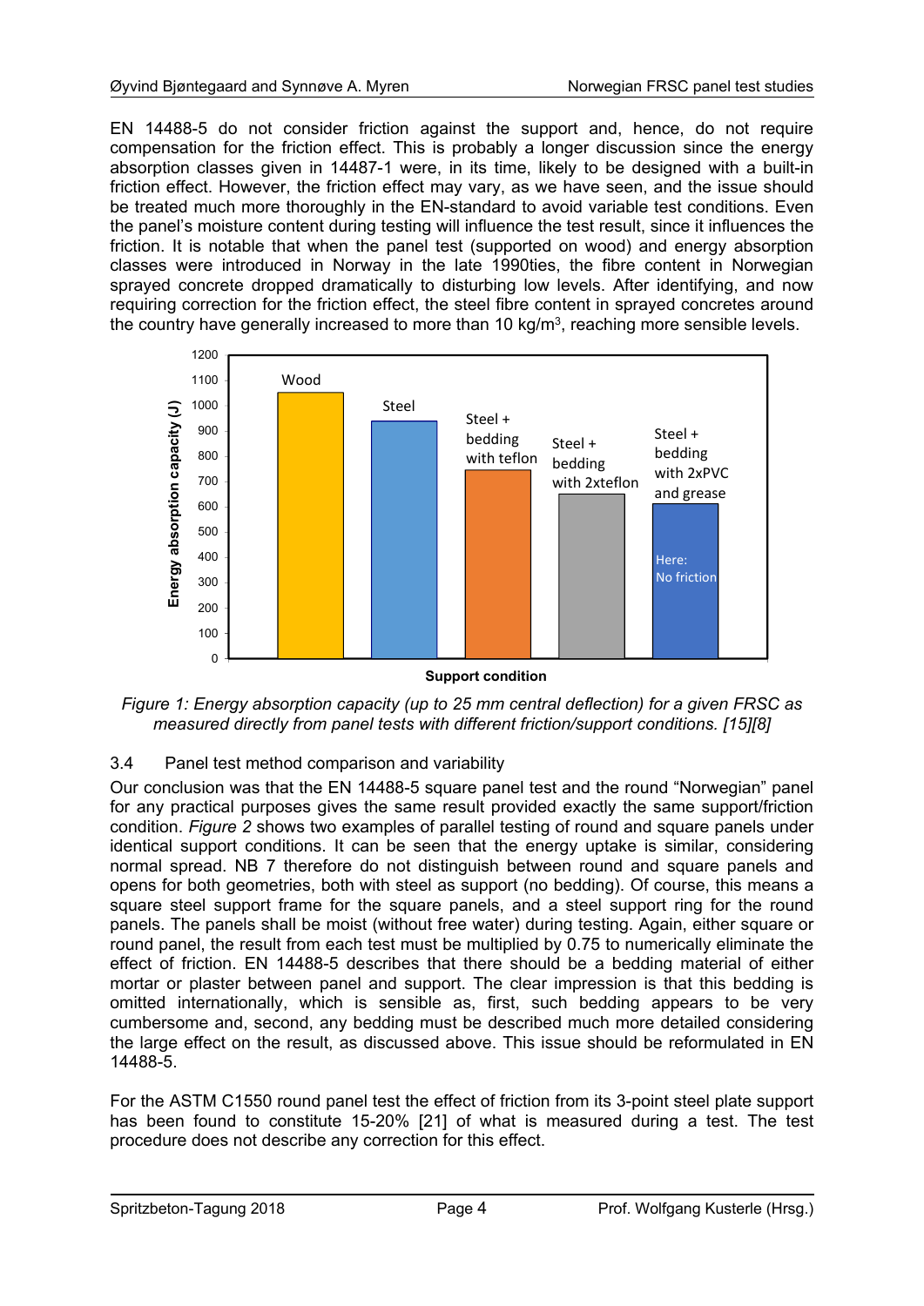EN 14488-5 do not consider friction against the support and, hence, do not require compensation for the friction effect. This is probably a longer discussion since the energy absorption classes given in 14487-1 were, in its time, likely to be designed with a built-in friction effect. However, the friction effect may vary, as we have seen, and the issue should be treated much more thoroughly in the EN-standard to avoid variable test conditions. Even the panel's moisture content during testing will influence the test result, since it influences the friction. It is notable that when the panel test (supported on wood) and energy absorption classes were introduced in Norway in the late 1990ties, the fibre content in Norwegian sprayed concrete dropped dramatically to disturbing low levels. After identifying, and now requiring correction for the friction effect, the steel fibre content in sprayed concretes around the country have generally increased to more than 10 kg/m$^3$, reaching more sensible levels.

*Figure 1: Energy absorption capacity (up to 25 mm central deflection) for a given FRSC as measured directly from panel tests with different friction/support conditions. [15][8]*

## 3.4 Panel test method comparison and variability

Our conclusion was that the EN 14488-5 square panel test and the round "Norwegian" panel for any practical purposes gives the same result provided exactly the same support/friction condition. *Figure 2* shows two examples of parallel testing of round and square panels under identical support conditions. It can be seen that the energy uptake is similar, considering normal spread. NB 7 therefore do not distinguish between round and square panels and opens for both geometries, both with steel as support (no bedding). Of course, this means a square steel support frame for the square panels, and a steel support ring for the round panels. The panels shall be moist (without free water) during testing. Again, either square or round panel, the result from each test must be multiplied by 0.75 to numerically eliminate the effect of friction. EN 14488-5 describes that there should be a bedding material of either mortar or plaster between panel and support. The clear impression is that this bedding is omitted internationally, which is sensible as, first, such bedding appears to be very cumbersome and, second, any bedding must be described much more detailed considering the large effect on the result, as discussed above. This issue should be reformulated in EN 14488-5.

For the ASTM C1550 round panel test the effect of friction from its 3-point steel plate support has been found to constitute 15-20% [21] of what is measured during a test. The test procedure does not describe any correction for this effect.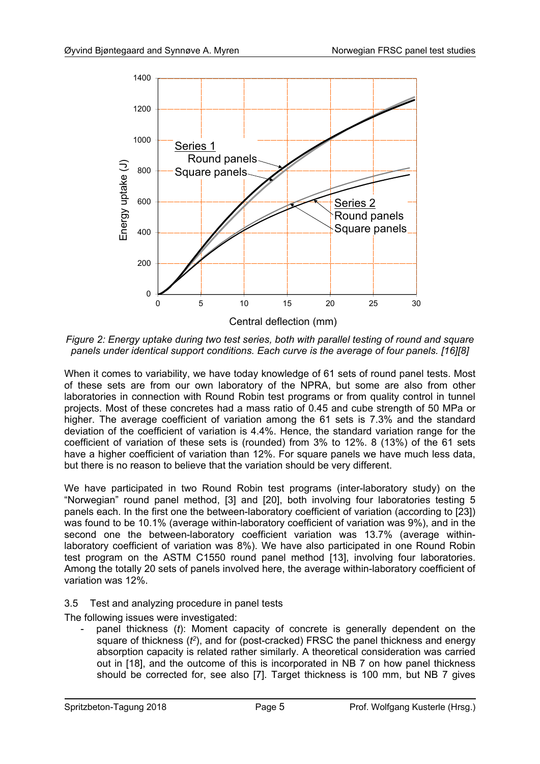*Figure 2: Energy uptake during two test series, both with parallel testing of round and square panels under identical support conditions. Each curve is the average of four panels. [16][8]*

When it comes to variability, we have today knowledge of 61 sets of round panel tests. Most of these sets are from our own laboratory of the NPRA, but some are also from other laboratories in connection with Round Robin test programs or from quality control in tunnel projects. Most of these concretes had a mass ratio of 0.45 and cube strength of 50 MPa or higher. The average coefficient of variation among the 61 sets is 7.3% and the standard deviation of the coefficient of variation is 4.4%. Hence, the standard variation range for the coefficient of variation of these sets is (rounded) from 3% to 12%. 8 (13%) of the 61 sets have a higher coefficient of variation than 12%. For square panels we have much less data, but there is no reason to believe that the variation should be very different.

We have participated in two Round Robin test programs (inter-laboratory study) on the "Norwegian" round panel method, [3] and [20], both involving four laboratories testing 5 panels each. In the first one the between-laboratory coefficient of variation (according to [23]) was found to be 10.1% (average within-laboratory coefficient of variation was 9%), and in the second one the between-laboratory coefficient variation was 13.7% (average within-laboratory coefficient of variation was 8%). We have also participated in one Round Robin test program on the ASTM C1550 round panel method [13], involving four laboratories. Among the totally 20 sets of panels involved here, the average within-laboratory coefficient of variation was 12%.

### 3.5 Test and analyzing procedure in panel tests

The following issues were investigated:

- panel thickness ($t$): Moment capacity of concrete is generally dependent on the square of thickness ($t^2$), and for (post-cracked) FRSC the panel thickness and energy absorption capacity is related rather similarly. A theoretical consideration was carried out in [18], and the outcome of this is incorporated in NB 7 on how panel thickness should be corrected for, see also [7]. Target thickness is 100 mm, but NB 7 gives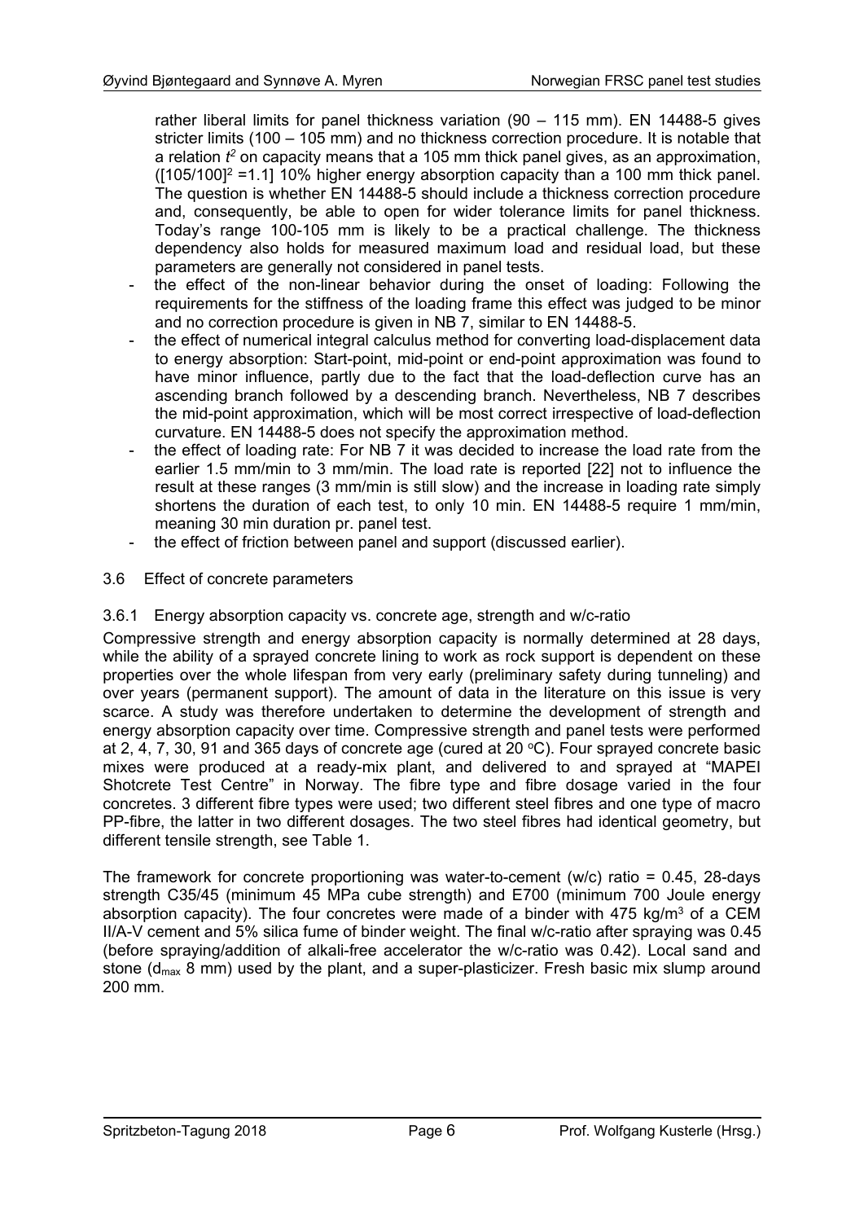rather liberal limits for panel thickness variation (90 – 115 mm). EN 14488-5 gives stricter limits (100 – 105 mm) and no thickness correction procedure. It is notable that a relation $t^2$ on capacity means that a 105 mm thick panel gives, as an approximation, ($[105/100]^2 = 1.1$] 10% higher energy absorption capacity than a 100 mm thick panel. The question is whether EN 14488-5 should include a thickness correction procedure and, consequently, be able to open for wider tolerance limits for panel thickness. Today's range 100-105 mm is likely to be a practical challenge. The thickness dependency also holds for measured maximum load and residual load, but these parameters are generally not considered in panel tests.

- the effect of the non-linear behavior during the onset of loading: Following the requirements for the stiffness of the loading frame this effect was judged to be minor and no correction procedure is given in NB 7, similar to EN 14488-5.
- the effect of numerical integral calculus method for converting load-displacement data to energy absorption: Start-point, mid-point or end-point approximation was found to have minor influence, partly due to the fact that the load-deflection curve has an ascending branch followed by a descending branch. Nevertheless, NB 7 describes the mid-point approximation, which will be most correct irrespective of load-deflection curvature. EN 14488-5 does not specify the approximation method.
- the effect of loading rate: For NB 7 it was decided to increase the load rate from the earlier 1.5 mm/min to 3 mm/min. The load rate is reported [22] not to influence the result at these ranges (3 mm/min is still slow) and the increase in loading rate simply shortens the duration of each test, to only 10 min. EN 14488-5 require 1 mm/min, meaning 30 min duration pr. panel test.
- the effect of friction between panel and support (discussed earlier).

## 3.6 Effect of concrete parameters

### 3.6.1 Energy absorption capacity vs. concrete age, strength and w/c-ratio

Compressive strength and energy absorption capacity is normally determined at 28 days, while the ability of a sprayed concrete lining to work as rock support is dependent on these properties over the whole lifespan from very early (preliminary safety during tunneling) and over years (permanent support). The amount of data in the literature on this issue is very scarce. A study was therefore undertaken to determine the development of strength and energy absorption capacity over time. Compressive strength and panel tests were performed at 2, 4, 7, 30, 91 and 365 days of concrete age (cured at 20 °C). Four sprayed concrete basic mixes were produced at a ready-mix plant, and delivered to and sprayed at "MAPEI Shotcrete Test Centre" in Norway. The fibre type and fibre dosage varied in the four concretes. 3 different fibre types were used; two different steel fibres and one type of macro PP-fibre, the latter in two different dosages. The two steel fibres had identical geometry, but different tensile strength, see Table 1.

The framework for concrete proportioning was water-to-cement (w/c) ratio = 0.45, 28-days strength C35/45 (minimum 45 MPa cube strength) and E700 (minimum 700 Joule energy absorption capacity). The four concretes were made of a binder with 475 kg/m$^3$ of a CEM II/A-V cement and 5% silica fume of binder weight. The final w/c-ratio after spraying was 0.45 (before spraying/addition of alkali-free accelerator the w/c-ratio was 0.42). Local sand and stone ($d_{max}$ 8 mm) used by the plant, and a super-plasticizer. Fresh basic mix slump around 200 mm.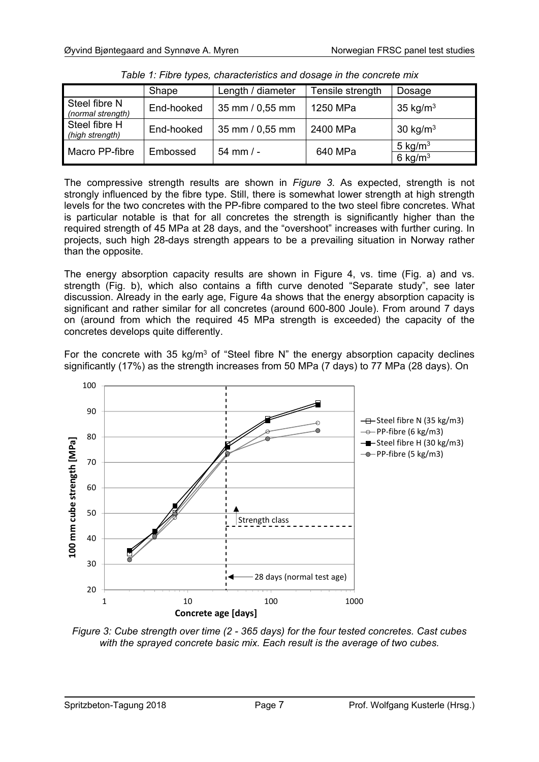*Table 1: Fibre types, characteristics and dosage in the concrete mix*

| | Shape | Length / diameter | Tensile strength | Dosage |
|---|---|---|---|---|
| Steel fibre N *(normal strength)* | End-hooked | 35 mm / 0,55 mm | 1250 MPa | 35 kg/m³ |
| Steel fibre H *(high strength)* | End-hooked | 35 mm / 0,55 mm | 2400 MPa | 30 kg/m³ |
| Macro PP-fibre | Embossed | 54 mm / - | 640 MPa | 5 kg/m³ |
| | | | | 6 kg/m³ |

The compressive strength results are shown in *Figure 3*. As expected, strength is not strongly influenced by the fibre type. Still, there is somewhat lower strength at high strength levels for the two concretes with the PP-fibre compared to the two steel fibre concretes. What is particular notable is that for all concretes the strength is significantly higher than the required strength of 45 MPa at 28 days, and the "overshoot" increases with further curing. In projects, such high 28-days strength appears to be a prevailing situation in Norway rather than the opposite.

The energy absorption capacity results are shown in Figure 4, vs. time (Fig. a) and vs. strength (Fig. b), which also contains a fifth curve denoted "Separate study", see later discussion. Already in the early age, Figure 4a shows that the energy absorption capacity is significant and rather similar for all concretes (around 600-800 Joule). From around 7 days on (around from which the required 45 MPa strength is exceeded) the capacity of the concretes develops quite differently.

For the concrete with 35 kg/m³ of "Steel fibre N" the energy absorption capacity declines significantly (17%) as the strength increases from 50 MPa (7 days) to 77 MPa (28 days). On

*Figure 3: Cube strength over time (2 - 365 days) for the four tested concretes. Cast cubes with the sprayed concrete basic mix. Each result is the average of two cubes.*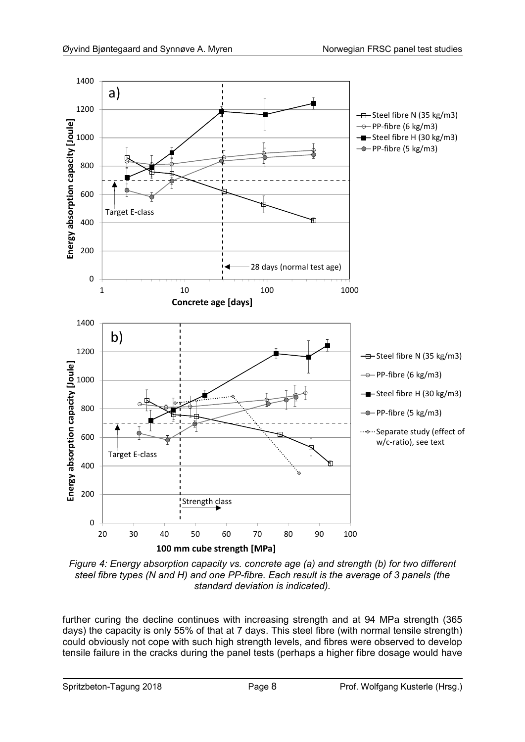*Figure 4: Energy absorption capacity vs. concrete age (a) and strength (b) for two different steel fibre types (N and H) and one PP-fibre. Each result is the average of 3 panels (the standard deviation is indicated).*

further curing the decline continues with increasing strength and at 94 MPa strength (365 days) the capacity is only 55% of that at 7 days. This steel fibre (with normal tensile strength) could obviously not cope with such high strength levels, and fibres were observed to develop tensile failure in the cracks during the panel tests (perhaps a higher fibre dosage would have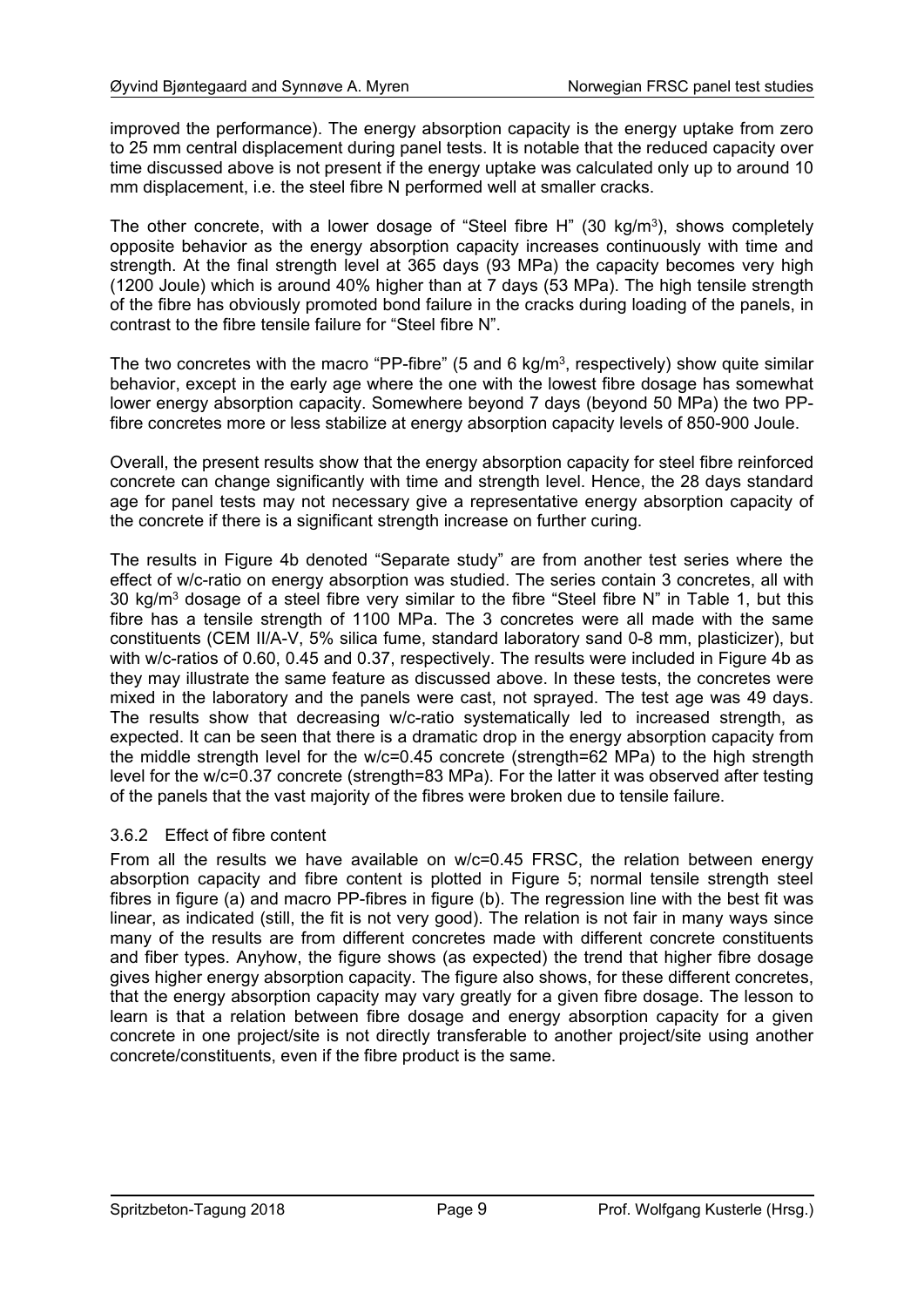improved the performance). The energy absorption capacity is the energy uptake from zero to 25 mm central displacement during panel tests. It is notable that the reduced capacity over time discussed above is not present if the energy uptake was calculated only up to around 10 mm displacement, i.e. the steel fibre N performed well at smaller cracks.

The other concrete, with a lower dosage of "Steel fibre H" (30 kg/m$^3$), shows completely opposite behavior as the energy absorption capacity increases continuously with time and strength. At the final strength level at 365 days (93 MPa) the capacity becomes very high (1200 Joule) which is around 40% higher than at 7 days (53 MPa). The high tensile strength of the fibre has obviously promoted bond failure in the cracks during loading of the panels, in contrast to the fibre tensile failure for "Steel fibre N".

The two concretes with the macro "PP-fibre" (5 and 6 kg/m$^3$, respectively) show quite similar behavior, except in the early age where the one with the lowest fibre dosage has somewhat lower energy absorption capacity. Somewhere beyond 7 days (beyond 50 MPa) the two PP-fibre concretes more or less stabilize at energy absorption capacity levels of 850-900 Joule.

Overall, the present results show that the energy absorption capacity for steel fibre reinforced concrete can change significantly with time and strength level. Hence, the 28 days standard age for panel tests may not necessary give a representative energy absorption capacity of the concrete if there is a significant strength increase on further curing.

The results in Figure 4b denoted "Separate study" are from another test series where the effect of w/c-ratio on energy absorption was studied. The series contain 3 concretes, all with 30 kg/m$^3$ dosage of a steel fibre very similar to the fibre "Steel fibre N" in Table 1, but this fibre has a tensile strength of 1100 MPa. The 3 concretes were all made with the same constituents (CEM II/A-V, 5% silica fume, standard laboratory sand 0-8 mm, plasticizer), but with w/c-ratios of 0.60, 0.45 and 0.37, respectively. The results were included in Figure 4b as they may illustrate the same feature as discussed above. In these tests, the concretes were mixed in the laboratory and the panels were cast, not sprayed. The test age was 49 days. The results show that decreasing w/c-ratio systematically led to increased strength, as expected. It can be seen that there is a dramatic drop in the energy absorption capacity from the middle strength level for the w/c=0.45 concrete (strength=62 MPa) to the high strength level for the w/c=0.37 concrete (strength=83 MPa). For the latter it was observed after testing of the panels that the vast majority of the fibres were broken due to tensile failure.

### 3.6.2 Effect of fibre content

From all the results we have available on w/c=0.45 FRSC, the relation between energy absorption capacity and fibre content is plotted in Figure 5; normal tensile strength steel fibres in figure (a) and macro PP-fibres in figure (b). The regression line with the best fit was linear, as indicated (still, the fit is not very good). The relation is not fair in many ways since many of the results are from different concretes made with different concrete constituents and fiber types. Anyhow, the figure shows (as expected) the trend that higher fibre dosage gives higher energy absorption capacity. The figure also shows, for these different concretes, that the energy absorption capacity may vary greatly for a given fibre dosage. The lesson to learn is that a relation between fibre dosage and energy absorption capacity for a given concrete in one project/site is not directly transferable to another project/site using another concrete/constituents, even if the fibre product is the same.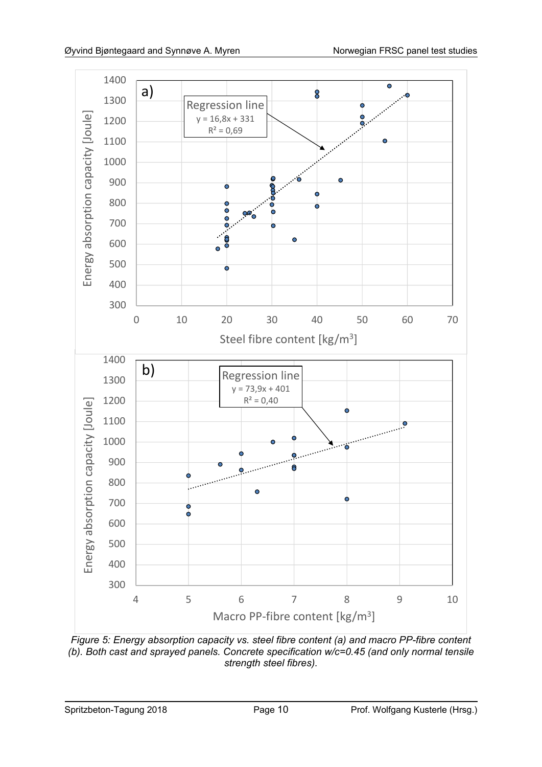*Figure 5: Energy absorption capacity vs. steel fibre content (a) and macro PP-fibre content (b). Both cast and sprayed panels. Concrete specification w/c=0.45 (and only normal tensile strength steel fibres).*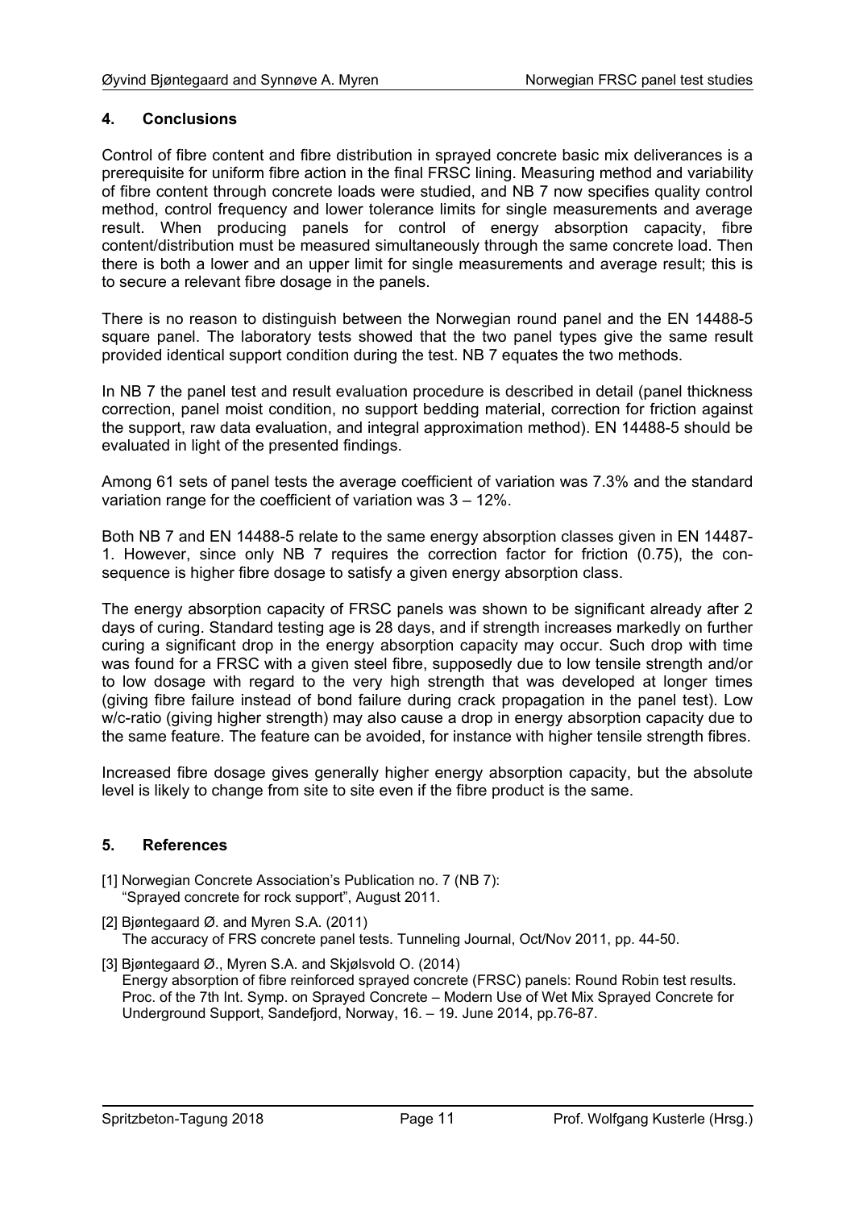## 4. Conclusions

Control of fibre content and fibre distribution in sprayed concrete basic mix deliverances is a prerequisite for uniform fibre action in the final FRSC lining. Measuring method and variability of fibre content through concrete loads were studied, and NB 7 now specifies quality control method, control frequency and lower tolerance limits for single measurements and average result. When producing panels for control of energy absorption capacity, fibre content/distribution must be measured simultaneously through the same concrete load. Then there is both a lower and an upper limit for single measurements and average result; this is to secure a relevant fibre dosage in the panels.

There is no reason to distinguish between the Norwegian round panel and the EN 14488-5 square panel. The laboratory tests showed that the two panel types give the same result provided identical support condition during the test. NB 7 equates the two methods.

In NB 7 the panel test and result evaluation procedure is described in detail (panel thickness correction, panel moist condition, no support bedding material, correction for friction against the support, raw data evaluation, and integral approximation method). EN 14488-5 should be evaluated in light of the presented findings.

Among 61 sets of panel tests the average coefficient of variation was 7.3% and the standard variation range for the coefficient of variation was 3 – 12%.

Both NB 7 and EN 14488-5 relate to the same energy absorption classes given in EN 14487-1. However, since only NB 7 requires the correction factor for friction (0.75), the consequence is higher fibre dosage to satisfy a given energy absorption class.

The energy absorption capacity of FRSC panels was shown to be significant already after 2 days of curing. Standard testing age is 28 days, and if strength increases markedly on further curing a significant drop in the energy absorption capacity may occur. Such drop with time was found for a FRSC with a given steel fibre, supposedly due to low tensile strength and/or to low dosage with regard to the very high strength that was developed at longer times (giving fibre failure instead of bond failure during crack propagation in the panel test). Low w/c-ratio (giving higher strength) may also cause a drop in energy absorption capacity due to the same feature. The feature can be avoided, for instance with higher tensile strength fibres.

Increased fibre dosage gives generally higher energy absorption capacity, but the absolute level is likely to change from site to site even if the fibre product is the same.

## 5. References

[1] Norwegian Concrete Association's Publication no. 7 (NB 7): "Sprayed concrete for rock support", August 2011.

[2] Bjøntegaard Ø. and Myren S.A. (2011) The accuracy of FRS concrete panel tests. Tunneling Journal, Oct/Nov 2011, pp. 44-50.

[3] Bjøntegaard Ø., Myren S.A. and Skjølsvold O. (2014) Energy absorption of fibre reinforced sprayed concrete (FRSC) panels: Round Robin test results. Proc. of the 7th Int. Symp. on Sprayed Concrete – Modern Use of Wet Mix Sprayed Concrete for Underground Support, Sandefjord, Norway, 16. – 19. June 2014, pp.76-87.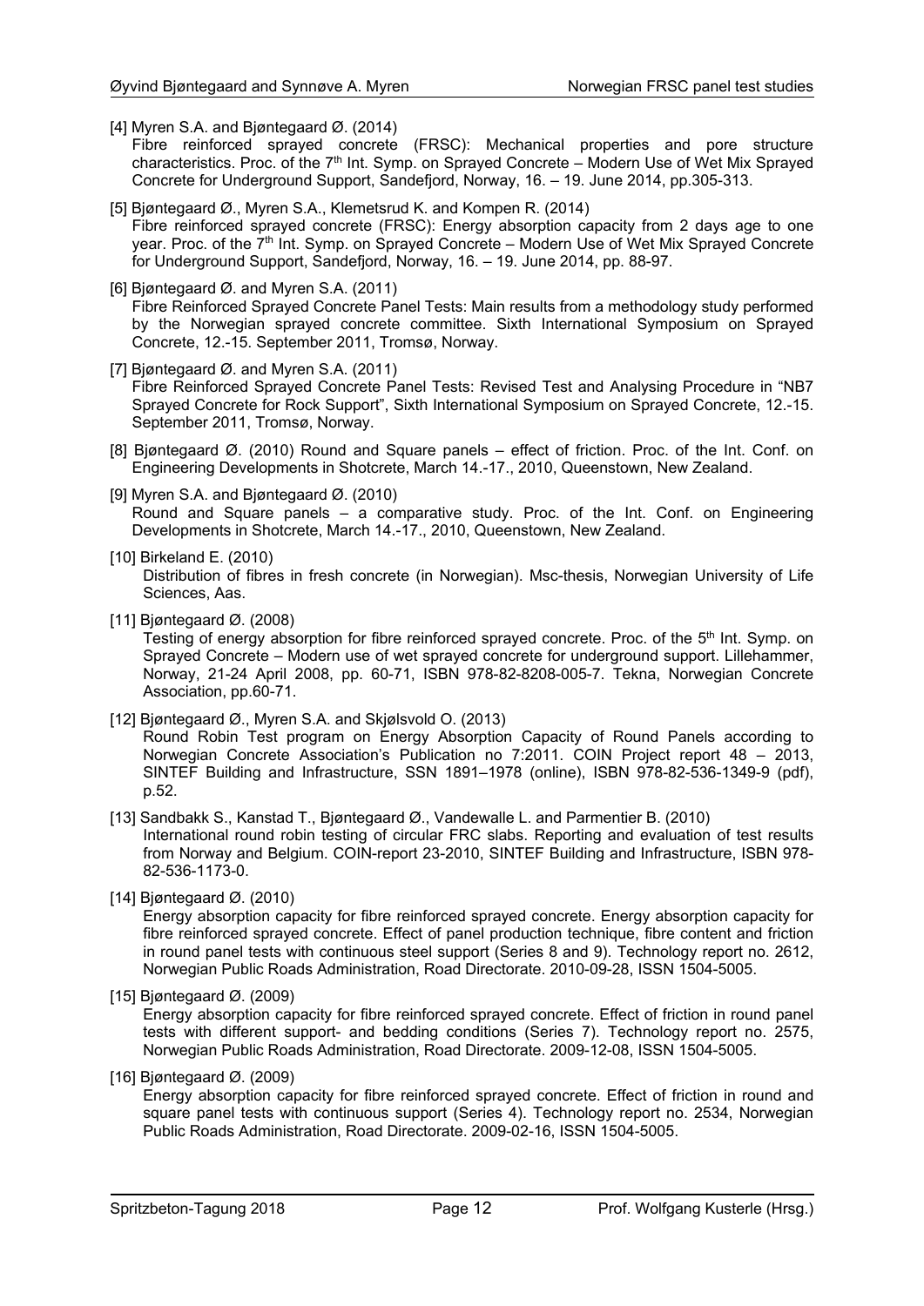[4] Myren S.A. and Bjøntegaard Ø. (2014)
Fibre reinforced sprayed concrete (FRSC): Mechanical properties and pore structure characteristics. Proc. of the 7th Int. Symp. on Sprayed Concrete – Modern Use of Wet Mix Sprayed Concrete for Underground Support, Sandefjord, Norway, 16. – 19. June 2014, pp.305-313.

[5] Bjøntegaard Ø., Myren S.A., Klemetsrud K. and Kompen R. (2014)
Fibre reinforced sprayed concrete (FRSC): Energy absorption capacity from 2 days age to one year. Proc. of the 7th Int. Symp. on Sprayed Concrete – Modern Use of Wet Mix Sprayed Concrete for Underground Support, Sandefjord, Norway, 16. – 19. June 2014, pp. 88-97.

[6] Bjøntegaard Ø. and Myren S.A. (2011)
Fibre Reinforced Sprayed Concrete Panel Tests: Main results from a methodology study performed by the Norwegian sprayed concrete committee. Sixth International Symposium on Sprayed Concrete, 12.-15. September 2011, Tromsø, Norway.

[7] Bjøntegaard Ø. and Myren S.A. (2011)
Fibre Reinforced Sprayed Concrete Panel Tests: Revised Test and Analysing Procedure in "NB7 Sprayed Concrete for Rock Support", Sixth International Symposium on Sprayed Concrete, 12.-15. September 2011, Tromsø, Norway.

[8] Bjøntegaard Ø. (2010) Round and Square panels – effect of friction. Proc. of the Int. Conf. on Engineering Developments in Shotcrete, March 14.-17., 2010, Queenstown, New Zealand.

[9] Myren S.A. and Bjøntegaard Ø. (2010)
Round and Square panels – a comparative study. Proc. of the Int. Conf. on Engineering Developments in Shotcrete, March 14.-17., 2010, Queenstown, New Zealand.

[10] Birkeland E. (2010)
Distribution of fibres in fresh concrete (in Norwegian). Msc-thesis, Norwegian University of Life Sciences, Aas.

[11] Bjøntegaard Ø. (2008)
Testing of energy absorption for fibre reinforced sprayed concrete. Proc. of the 5th Int. Symp. on Sprayed Concrete – Modern use of wet sprayed concrete for underground support. Lillehammer, Norway, 21-24 April 2008, pp. 60-71, ISBN 978-82-8208-005-7. Tekna, Norwegian Concrete Association, pp.60-71.

[12] Bjøntegaard Ø., Myren S.A. and Skjølsvold O. (2013)
Round Robin Test program on Energy Absorption Capacity of Round Panels according to Norwegian Concrete Association's Publication no 7:2011. COIN Project report 48 – 2013, SINTEF Building and Infrastructure, SSN 1891–1978 (online), ISBN 978-82-536-1349-9 (pdf), p.52.

[13] Sandbakk S., Kanstad T., Bjøntegaard Ø., Vandewalle L. and Parmentier B. (2010)
International round robin testing of circular FRC slabs. Reporting and evaluation of test results from Norway and Belgium. COIN-report 23-2010, SINTEF Building and Infrastructure, ISBN 978-82-536-1173-0.

[14] Bjøntegaard Ø. (2010)
Energy absorption capacity for fibre reinforced sprayed concrete. Energy absorption capacity for fibre reinforced sprayed concrete. Effect of panel production technique, fibre content and friction in round panel tests with continuous steel support (Series 8 and 9). Technology report no. 2612, Norwegian Public Roads Administration, Road Directorate. 2010-09-28, ISSN 1504-5005.

[15] Bjøntegaard Ø. (2009)
Energy absorption capacity for fibre reinforced sprayed concrete. Effect of friction in round panel tests with different support- and bedding conditions (Series 7). Technology report no. 2575, Norwegian Public Roads Administration, Road Directorate. 2009-12-08, ISSN 1504-5005.

[16] Bjøntegaard Ø. (2009)
Energy absorption capacity for fibre reinforced sprayed concrete. Effect of friction in round and square panel tests with continuous support (Series 4). Technology report no. 2534, Norwegian Public Roads Administration, Road Directorate. 2009-02-16, ISSN 1504-5005.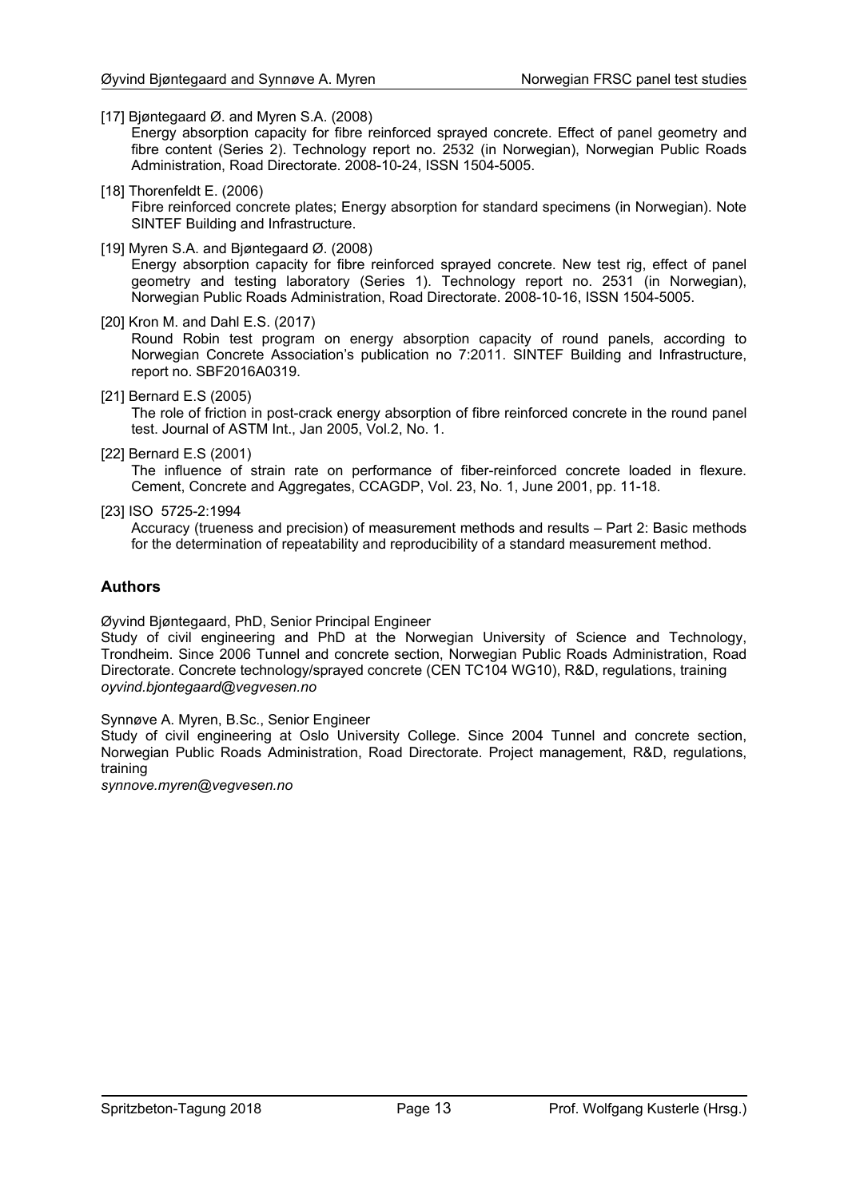[17] Bjøntegaard Ø. and Myren S.A. (2008)
Energy absorption capacity for fibre reinforced sprayed concrete. Effect of panel geometry and fibre content (Series 2). Technology report no. 2532 (in Norwegian), Norwegian Public Roads Administration, Road Directorate. 2008-10-24, ISSN 1504-5005.

[18] Thorenfeldt E. (2006)
Fibre reinforced concrete plates; Energy absorption for standard specimens (in Norwegian). Note SINTEF Building and Infrastructure.

[19] Myren S.A. and Bjøntegaard Ø. (2008)
Energy absorption capacity for fibre reinforced sprayed concrete. New test rig, effect of panel geometry and testing laboratory (Series 1). Technology report no. 2531 (in Norwegian), Norwegian Public Roads Administration, Road Directorate. 2008-10-16, ISSN 1504-5005.

[20] Kron M. and Dahl E.S. (2017)
Round Robin test program on energy absorption capacity of round panels, according to Norwegian Concrete Association's publication no 7:2011. SINTEF Building and Infrastructure, report no. SBF2016A0319.

[21] Bernard E.S (2005)
The role of friction in post-crack energy absorption of fibre reinforced concrete in the round panel test. Journal of ASTM Int., Jan 2005, Vol.2, No. 1.

[22] Bernard E.S (2001)
The influence of strain rate on performance of fiber-reinforced concrete loaded in flexure. Cement, Concrete and Aggregates, CCAGDP, Vol. 23, No. 1, June 2001, pp. 11-18.

[23] ISO 5725-2:1994
Accuracy (trueness and precision) of measurement methods and results – Part 2: Basic methods for the determination of repeatability and reproducibility of a standard measurement method.

## Authors

Øyvind Bjøntegaard, PhD, Senior Principal Engineer
Study of civil engineering and PhD at the Norwegian University of Science and Technology, Trondheim. Since 2006 Tunnel and concrete section, Norwegian Public Roads Administration, Road Directorate. Concrete technology/sprayed concrete (CEN TC104 WG10), R&D, regulations, training
*oyvind.bjontegaard@vegvesen.no*

Synnøve A. Myren, B.Sc., Senior Engineer
Study of civil engineering at Oslo University College. Since 2004 Tunnel and concrete section, Norwegian Public Roads Administration, Road Directorate. Project management, R&D, regulations, training
*synnove.myren@vegvesen.no*